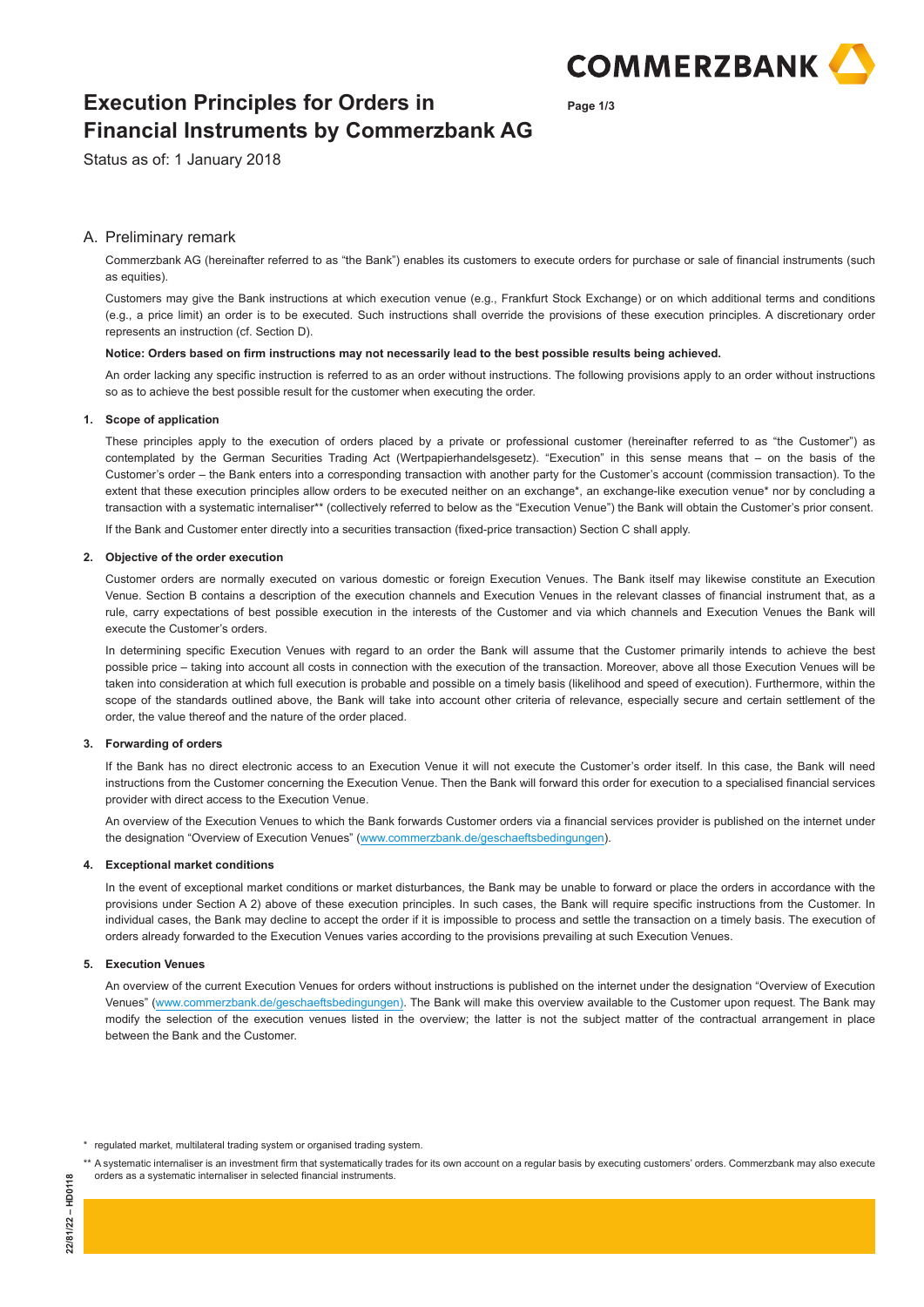# Execution Principles for Orders in Financial Instruments by Commerzbank AG

Status as of: 1 January 2018

## A. Preliminary remark

Commerzbank AG (hereinafter referred to as "the Bank") enables its customers to execute orders for purchase or sale of financial instruments (such as equities).

Customers may give the Bank instructions at which execution venue (e.g., Frankfurt Stock Exchange) or on which additional terms and conditions (e.g., a price limit) an order is to be executed. Such instructions shall override the provisions of these execution principles. A discretionary order represents an instruction (cf. Section D).

**Notice: Orders based on firm instructions may not necessarily lead to the best possible results being achieved.**

An order lacking any specific instruction is referred to as an order without instructions. The following provisions apply to an order without instructions so as to achieve the best possible result for the customer when executing the order.

### 1. Scope of application

These principles apply to the execution of orders placed by a private or professional customer (hereinafter referred to as "the Customer") as contemplated by the German Securities Trading Act (Wertpapierhandelsgesetz). "Execution" in this sense means that – on the basis of the Customer's order – the Bank enters into a corresponding transaction with another party for the Customer's account (commission transaction). To the extent that these execution principles allow orders to be executed neither on an exchange*, an exchange-like execution venue* nor by concluding a transaction with a systematic internaliser** (collectively referred to below as the "Execution Venue") the Bank will obtain the Customer's prior consent.

If the Bank and Customer enter directly into a securities transaction (fixed-price transaction) Section C shall apply.

### 2. Objective of the order execution

Customer orders are normally executed on various domestic or foreign Execution Venues. The Bank itself may likewise constitute an Execution Venue. Section B contains a description of the execution channels and Execution Venues in the relevant classes of financial instrument that, as a rule, carry expectations of best possible execution in the interests of the Customer and via which channels and Execution Venues the Bank will execute the Customer's orders.

In determining specific Execution Venues with regard to an order the Bank will assume that the Customer primarily intends to achieve the best possible price – taking into account all costs in connection with the execution of the transaction. Moreover, above all those Execution Venues will be taken into consideration at which full execution is probable and possible on a timely basis (likelihood and speed of execution). Furthermore, within the scope of the standards outlined above, the Bank will take into account other criteria of relevance, especially secure and certain settlement of the order, the value thereof and the nature of the order placed.

### 3. Forwarding of orders

If the Bank has no direct electronic access to an Execution Venue it will not execute the Customer's order itself. In this case, the Bank will need instructions from the Customer concerning the Execution Venue. Then the Bank will forward this order for execution to a specialised financial services provider with direct access to the Execution Venue.

An overview of the Execution Venues to which the Bank forwards Customer orders via a financial services provider is published on the internet under the designation "Overview of Execution Venues" (www.commerzbank.de/geschaeftsbedingungen).

### 4. Exceptional market conditions

In the event of exceptional market conditions or market disturbances, the Bank may be unable to forward or place the orders in accordance with the provisions under Section A 2) above of these execution principles. In such cases, the Bank will require specific instructions from the Customer. In individual cases, the Bank may decline to accept the order if it is impossible to process and settle the transaction on a timely basis. The execution of orders already forwarded to the Execution Venues varies according to the provisions prevailing at such Execution Venues.

### 5. Execution Venues

An overview of the current Execution Venues for orders without instructions is published on the internet under the designation "Overview of Execution Venues" (www.commerzbank.de/geschaeftsbedingungen). The Bank will make this overview available to the Customer upon request. The Bank may modify the selection of the execution venues listed in the overview; the latter is not the subject matter of the contractual arrangement in place between the Bank and the Customer.

---

\* regulated market, multilateral trading system or organised trading system.

\*\* A systematic internaliser is an investment firm that systematically trades for its own account on a regular basis by executing customers' orders. Commerzbank may also execute orders as a systematic internaliser in selected financial instruments.

22/81/22 – HD0118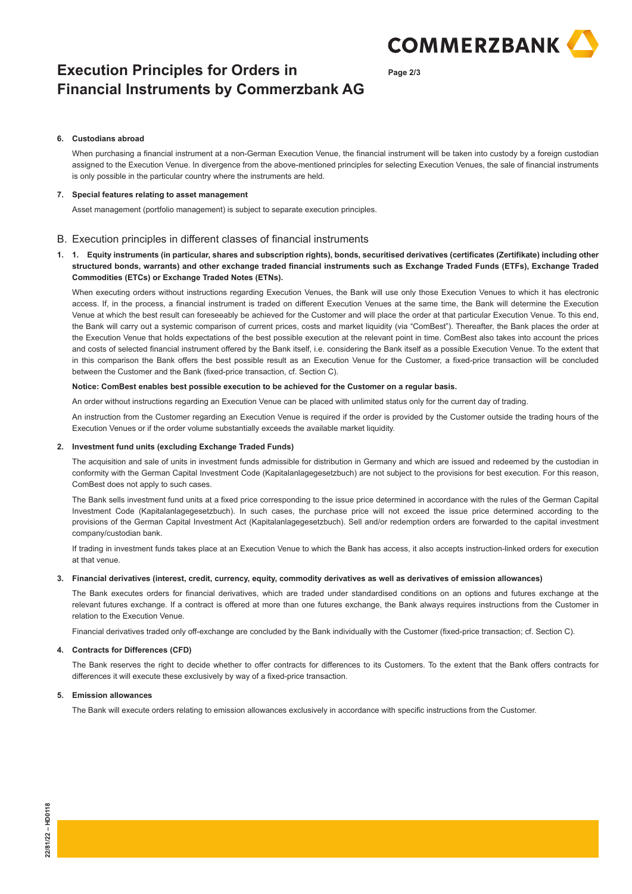**6. Custodians abroad**

When purchasing a financial instrument at a non-German Execution Venue, the financial instrument will be taken into custody by a foreign custodian assigned to the Execution Venue. In divergence from the above-mentioned principles for selecting Execution Venues, the sale of financial instruments is only possible in the particular country where the instruments are held.

**7. Special features relating to asset management**

Asset management (portfolio management) is subject to separate execution principles.

## B. Execution principles in different classes of financial instruments

**1. 1. Equity instruments (in particular, shares and subscription rights), bonds, securitised derivatives (certificates (Zertifikate) including other structured bonds, warrants) and other exchange traded financial instruments such as Exchange Traded Funds (ETFs), Exchange Traded Commodities (ETCs) or Exchange Traded Notes (ETNs).**

When executing orders without instructions regarding Execution Venues, the Bank will use only those Execution Venues to which it has electronic access. If, in the process, a financial instrument is traded on different Execution Venues at the same time, the Bank will determine the Execution Venue at which the best result can foreseeably be achieved for the Customer and will place the order at that particular Execution Venue. To this end, the Bank will carry out a systemic comparison of current prices, costs and market liquidity (via "ComBest"). Thereafter, the Bank places the order at the Execution Venue that holds expectations of the best possible execution at the relevant point in time. ComBest also takes into account the prices and costs of selected financial instrument offered by the Bank itself, i.e. considering the Bank itself as a possible Execution Venue. To the extent that in this comparison the Bank offers the best possible result as an Execution Venue for the Customer, a fixed-price transaction will be concluded between the Customer and the Bank (fixed-price transaction, cf. Section C).

**Notice: ComBest enables best possible execution to be achieved for the Customer on a regular basis.**

An order without instructions regarding an Execution Venue can be placed with unlimited status only for the current day of trading.

An instruction from the Customer regarding an Execution Venue is required if the order is provided by the Customer outside the trading hours of the Execution Venues or if the order volume substantially exceeds the available market liquidity.

**2. Investment fund units (excluding Exchange Traded Funds)**

The acquisition and sale of units in investment funds admissible for distribution in Germany and which are issued and redeemed by the custodian in conformity with the German Capital Investment Code (Kapitalanlagegesetzbuch) are not subject to the provisions for best execution. For this reason, ComBest does not apply to such cases.

The Bank sells investment fund units at a fixed price corresponding to the issue price determined in accordance with the rules of the German Capital Investment Code (Kapitalanlagegesetzbuch). In such cases, the purchase price will not exceed the issue price determined according to the provisions of the German Capital Investment Act (Kapitalanlagegesetzbuch). Sell and/or redemption orders are forwarded to the capital investment company/custodian bank.

If trading in investment funds takes place at an Execution Venue to which the Bank has access, it also accepts instruction-linked orders for execution at that venue.

**3. Financial derivatives (interest, credit, currency, equity, commodity derivatives as well as derivatives of emission allowances)**

The Bank executes orders for financial derivatives, which are traded under standardised conditions on an options and futures exchange at the relevant futures exchange. If a contract is offered at more than one futures exchange, the Bank always requires instructions from the Customer in relation to the Execution Venue.

Financial derivatives traded only off-exchange are concluded by the Bank individually with the Customer (fixed-price transaction; cf. Section C).

**4. Contracts for Differences (CFD)**

The Bank reserves the right to decide whether to offer contracts for differences to its Customers. To the extent that the Bank offers contracts for differences it will execute these exclusively by way of a fixed-price transaction.

**5. Emission allowances**

The Bank will execute orders relating to emission allowances exclusively in accordance with specific instructions from the Customer.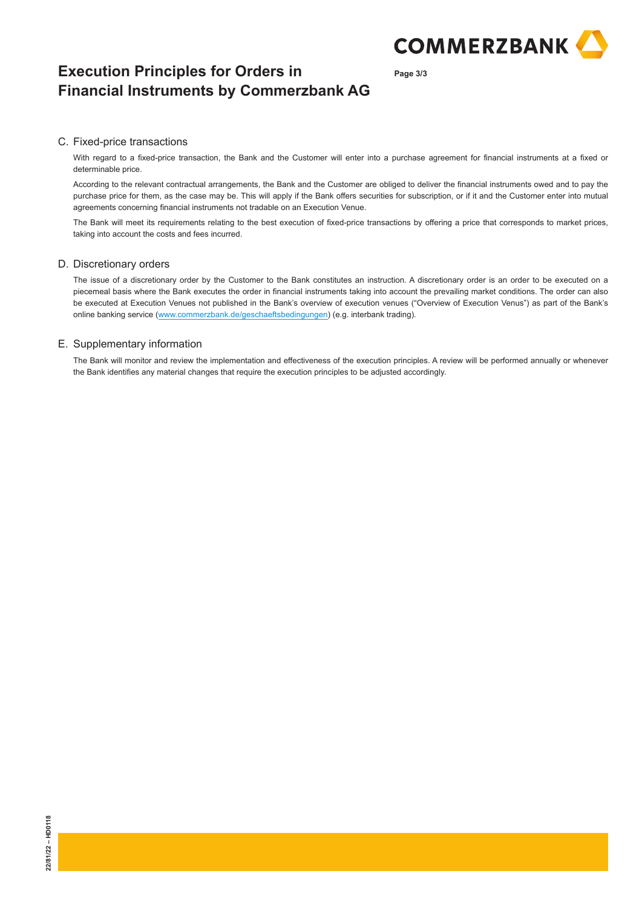## C. Fixed-price transactions

With regard to a fixed-price transaction, the Bank and the Customer will enter into a purchase agreement for financial instruments at a fixed or determinable price.

According to the relevant contractual arrangements, the Bank and the Customer are obliged to deliver the financial instruments owed and to pay the purchase price for them, as the case may be. This will apply if the Bank offers securities for subscription, or if it and the Customer enter into mutual agreements concerning financial instruments not tradable on an Execution Venue.

The Bank will meet its requirements relating to the best execution of fixed-price transactions by offering a price that corresponds to market prices, taking into account the costs and fees incurred.

## D. Discretionary orders

The issue of a discretionary order by the Customer to the Bank constitutes an instruction. A discretionary order is an order to be executed on a piecemeal basis where the Bank executes the order in financial instruments taking into account the prevailing market conditions. The order can also be executed at Execution Venues not published in the Bank's overview of execution venues ("Overview of Execution Venus") as part of the Bank's online banking service (www.commerzbank.de/geschaeftsbedingungen) (e.g. interbank trading).

## E. Supplementary information

The Bank will monitor and review the implementation and effectiveness of the execution principles. A review will be performed annually or whenever the Bank identifies any material changes that require the execution principles to be adjusted accordingly.